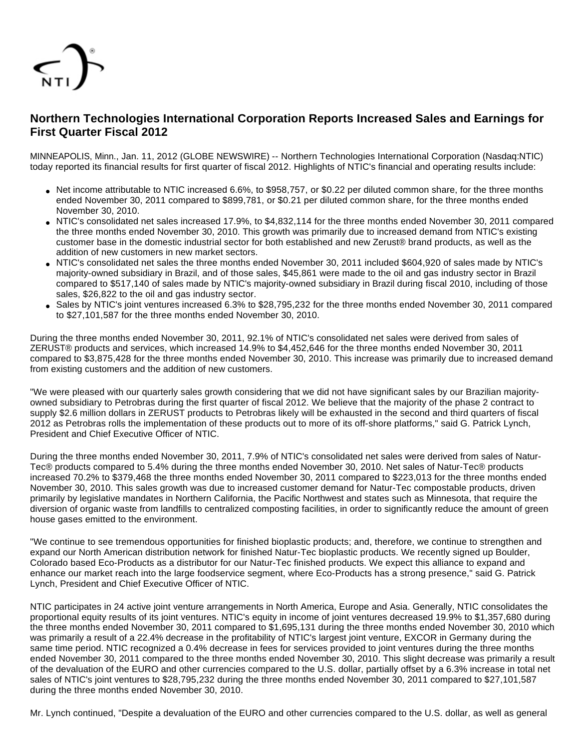## Northern Technologies International Corporation Reports Increased Sales and Earnings for First Quarter Fiscal 2012

MINNEAPOLIS, Minn., Jan. 11, 2012 (GLOBE NEWSWIRE) -- Northern Technologies International Corporation (Nasdaq:NTIC) today reported its financial results for first quarter of fiscal 2012. Highlights of NTIC's financial and operating results include:

- Net income attributable to NTIC increased 6.6%, to $958,757, or $0.22 per diluted common share, for the three months ended November 30, 2011 compared to $899,781, or $0.21 per diluted common share, for the three months ended November 30, 2010.
- NTIC's consolidated net sales increased 17.9%, to $4,832,114 for the three months ended November 30, 2011 compared the three months ended November 30, 2010. This growth was primarily due to increased demand from NTIC's existing customer base in the domestic industrial sector for both established and new Zerust® brand products, as well as the addition of new customers in new market sectors.
- NTIC's consolidated net sales the three months ended November 30, 2011 included $604,920 of sales made by NTIC's majority-owned subsidiary in Brazil, and of those sales, $45,861 were made to the oil and gas industry sector in Brazil compared to $517,140 of sales made by NTIC's majority-owned subsidiary in Brazil during fiscal 2010, including of those sales, $26,822 to the oil and gas industry sector.
- Sales by NTIC's joint ventures increased 6.3% to $28,795,232 for the three months ended November 30, 2011 compared to $27,101,587 for the three months ended November 30, 2010.

During the three months ended November 30, 2011, 92.1% of NTIC's consolidated net sales were derived from sales of ZERUST® products and services, which increased 14.9% to $4,452,646 for the three months ended November 30, 2011 compared to $3,875,428 for the three months ended November 30, 2010. This increase was primarily due to increased demand from existing customers and the addition of new customers.

"We were pleased with our quarterly sales growth considering that we did not have significant sales by our Brazilian majority-owned subsidiary to Petrobras during the first quarter of fiscal 2012. We believe that the majority of the phase 2 contract to supply $2.6 million dollars in ZERUST products to Petrobras likely will be exhausted in the second and third quarters of fiscal 2012 as Petrobras rolls the implementation of these products out to more of its off-shore platforms," said G. Patrick Lynch, President and Chief Executive Officer of NTIC.

During the three months ended November 30, 2011, 7.9% of NTIC's consolidated net sales were derived from sales of Natur-Tec® products compared to 5.4% during the three months ended November 30, 2010. Net sales of Natur-Tec® products increased 70.2% to $379,468 the three months ended November 30, 2011 compared to $223,013 for the three months ended November 30, 2010. This sales growth was due to increased customer demand for Natur-Tec compostable products, driven primarily by legislative mandates in Northern California, the Pacific Northwest and states such as Minnesota, that require the diversion of organic waste from landfills to centralized composting facilities, in order to significantly reduce the amount of green house gases emitted to the environment.

"We continue to see tremendous opportunities for finished bioplastic products; and, therefore, we continue to strengthen and expand our North American distribution network for finished Natur-Tec bioplastic products. We recently signed up Boulder, Colorado based Eco-Products as a distributor for our Natur-Tec finished products. We expect this alliance to expand and enhance our market reach into the large foodservice segment, where Eco-Products has a strong presence," said G. Patrick Lynch, President and Chief Executive Officer of NTIC.

NTIC participates in 24 active joint venture arrangements in North America, Europe and Asia. Generally, NTIC consolidates the proportional equity results of its joint ventures. NTIC's equity in income of joint ventures decreased 19.9% to $1,357,680 during the three months ended November 30, 2011 compared to $1,695,131 during the three months ended November 30, 2010 which was primarily a result of a 22.4% decrease in the profitability of NTIC's largest joint venture, EXCOR in Germany during the same time period. NTIC recognized a 0.4% decrease in fees for services provided to joint ventures during the three months ended November 30, 2011 compared to the three months ended November 30, 2010. This slight decrease was primarily a result of the devaluation of the EURO and other currencies compared to the U.S. dollar, partially offset by a 6.3% increase in total net sales of NTIC's joint ventures to $28,795,232 during the three months ended November 30, 2011 compared to $27,101,587 during the three months ended November 30, 2010.

Mr. Lynch continued, "Despite a devaluation of the EURO and other currencies compared to the U.S. dollar, as well as general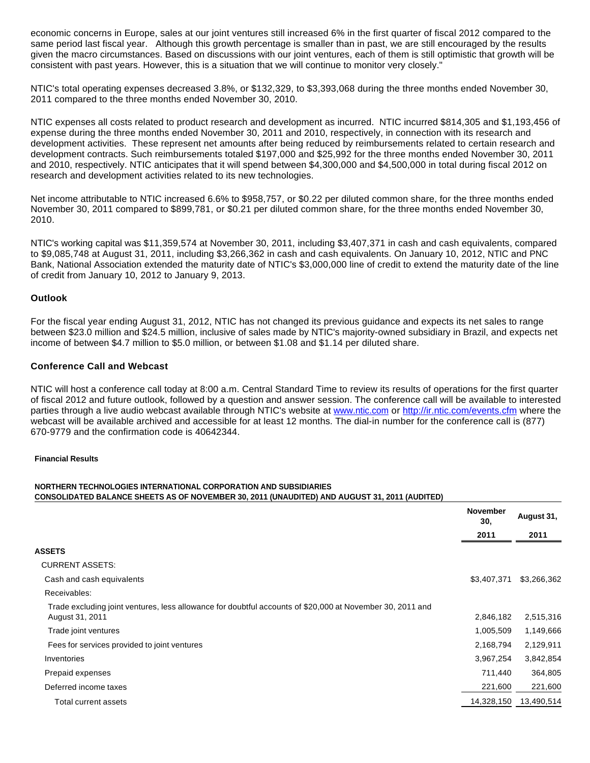economic concerns in Europe, sales at our joint ventures still increased 6% in the first quarter of fiscal 2012 compared to the same period last fiscal year. Although this growth percentage is smaller than in past, we are still encouraged by the results given the macro circumstances. Based on discussions with our joint ventures, each of them is still optimistic that growth will be consistent with past years. However, this is a situation that we will continue to monitor very closely."

NTIC's total operating expenses decreased 3.8%, or $132,329, to $3,393,068 during the three months ended November 30, 2011 compared to the three months ended November 30, 2010.

NTIC expenses all costs related to product research and development as incurred. NTIC incurred $814,305 and $1,193,456 of expense during the three months ended November 30, 2011 and 2010, respectively, in connection with its research and development activities. These represent net amounts after being reduced by reimbursements related to certain research and development contracts. Such reimbursements totaled $197,000 and $25,992 for the three months ended November 30, 2011 and 2010, respectively. NTIC anticipates that it will spend between $4,300,000 and $4,500,000 in total during fiscal 2012 on research and development activities related to its new technologies.

Net income attributable to NTIC increased 6.6% to $958,757, or $0.22 per diluted common share, for the three months ended November 30, 2011 compared to $899,781, or $0.21 per diluted common share, for the three months ended November 30, 2010.

NTIC's working capital was $11,359,574 at November 30, 2011, including $3,407,371 in cash and cash equivalents, compared to $9,085,748 at August 31, 2011, including $3,266,362 in cash and cash equivalents. On January 10, 2012, NTIC and PNC Bank, National Association extended the maturity date of NTIC's $3,000,000 line of credit to extend the maturity date of the line of credit from January 10, 2012 to January 9, 2013.

### Outlook

For the fiscal year ending August 31, 2012, NTIC has not changed its previous guidance and expects its net sales to range between $23.0 million and $24.5 million, inclusive of sales made by NTIC's majority-owned subsidiary in Brazil, and expects net income of between $4.7 million to $5.0 million, or between $1.08 and $1.14 per diluted share.

### Conference Call and Webcast

NTIC will host a conference call today at 8:00 a.m. Central Standard Time to review its results of operations for the first quarter of fiscal 2012 and future outlook, followed by a question and answer session. The conference call will be available to interested parties through a live audio webcast available through NTIC's website at [www.ntic.com](www.ntic.com) or [http://ir.ntic.com/events.cfm](http://ir.ntic.com/events.cfm) where the webcast will be available archived and accessible for at least 12 months. The dial-in number for the conference call is (877) 670-9779 and the confirmation code is 40642344.

**Financial Results**

**NORTHERN TECHNOLOGIES INTERNATIONAL CORPORATION AND SUBSIDIARIES**
**CONSOLIDATED BALANCE SHEETS AS OF NOVEMBER 30, 2011 (UNAUDITED) AND AUGUST 31, 2011 (AUDITED)**

| | November 30, 2011 | August 31, 2011 |
|---|---|---|
| **ASSETS** | | |
| CURRENT ASSETS: | | |
| Cash and cash equivalents | $3,407,371 | $3,266,362 |
| Receivables: | | |
| Trade excluding joint ventures, less allowance for doubtful accounts of $20,000 at November 30, 2011 and August 31, 2011 | 2,846,182 | 2,515,316 |
| Trade joint ventures | 1,005,509 | 1,149,666 |
| Fees for services provided to joint ventures | 2,168,794 | 2,129,911 |
| Inventories | 3,967,254 | 3,842,854 |
| Prepaid expenses | 711,440 | 364,805 |
| Deferred income taxes | 221,600 | 221,600 |
| Total current assets | 14,328,150 | 13,490,514 |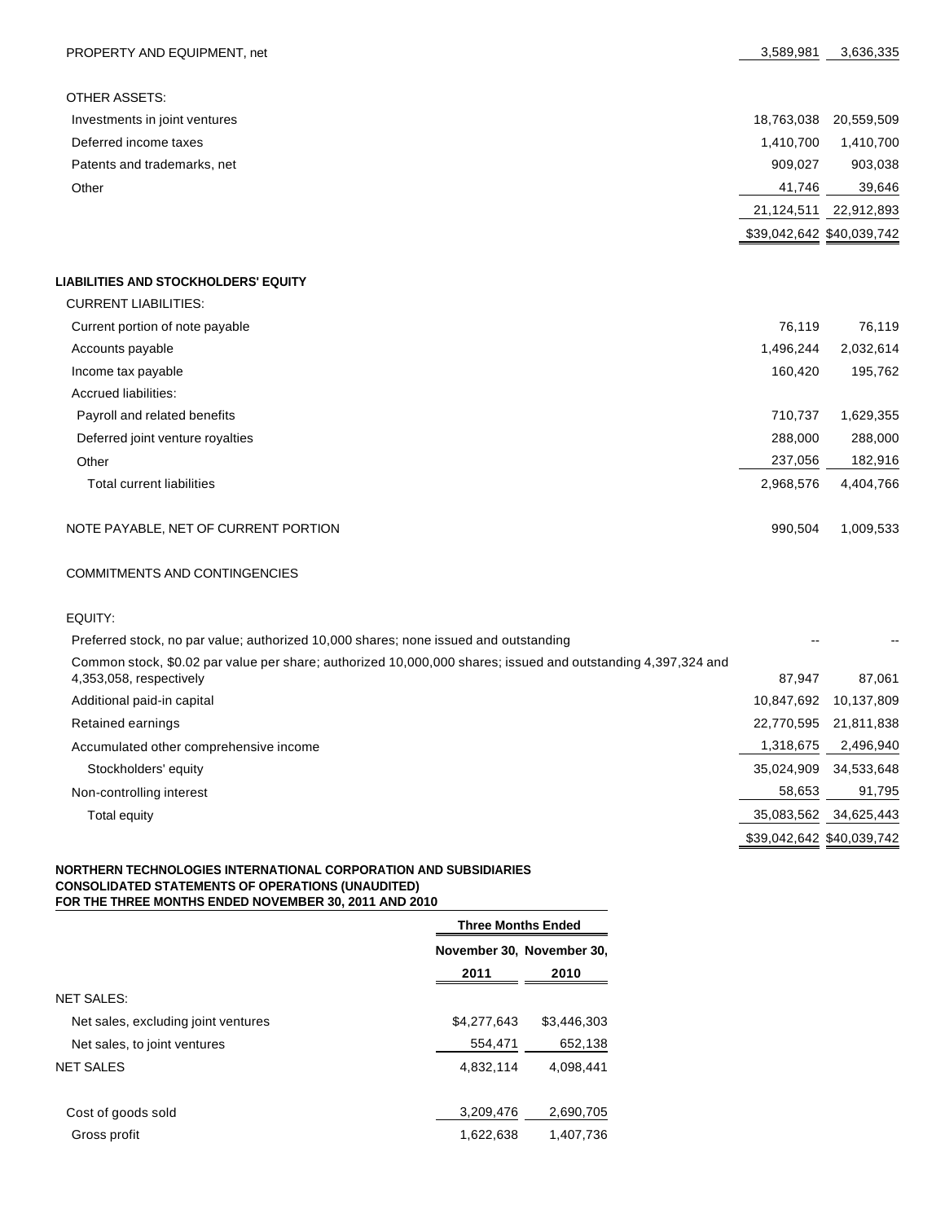| | | |
|---|---|---|
| PROPERTY AND EQUIPMENT, net | 3,589,981 | 3,636,335 |
| | | |
| OTHER ASSETS: | | |
| Investments in joint ventures | 18,763,038 | 20,559,509 |
| Deferred income taxes | 1,410,700 | 1,410,700 |
| Patents and trademarks, net | 909,027 | 903,038 |
| Other | 41,746 | 39,646 |
| | 21,124,511 | 22,912,893 |
| | $39,042,642 | $40,039,742 |

| | | |
|---|---|---|
| **LIABILITIES AND STOCKHOLDERS' EQUITY** | | |
| CURRENT LIABILITIES: | | |
| Current portion of note payable | 76,119 | 76,119 |
| Accounts payable | 1,496,244 | 2,032,614 |
| Income tax payable | 160,420 | 195,762 |
| Accrued liabilities: | | |
| Payroll and related benefits | 710,737 | 1,629,355 |
| Deferred joint venture royalties | 288,000 | 288,000 |
| Other | 237,056 | 182,916 |
| Total current liabilities | 2,968,576 | 4,404,766 |
| | | |
| NOTE PAYABLE, NET OF CURRENT PORTION | 990,504 | 1,009,533 |
| | | |
| COMMITMENTS AND CONTINGENCIES | | |
| | | |
| EQUITY: | | |
| Preferred stock, no par value; authorized 10,000 shares; none issued and outstanding | -- | -- |
| Common stock, $0.02 par value per share; authorized 10,000,000 shares; issued and outstanding 4,397,324 and 4,353,058, respectively | 87,947 | 87,061 |
| Additional paid-in capital | 10,847,692 | 10,137,809 |
| Retained earnings | 22,770,595 | 21,811,838 |
| Accumulated other comprehensive income | 1,318,675 | 2,496,940 |
| Stockholders' equity | 35,024,909 | 34,533,648 |
| Non-controlling interest | 58,653 | 91,795 |
| Total equity | 35,083,562 | 34,625,443 |
| | $39,042,642 | $40,039,742 |

**NORTHERN TECHNOLOGIES INTERNATIONAL CORPORATION AND SUBSIDIARIES**
**CONSOLIDATED STATEMENTS OF OPERATIONS (UNAUDITED)**
**FOR THE THREE MONTHS ENDED NOVEMBER 30, 2011 AND 2010**

| | Three Months Ended | |
|---|---|---|
| | November 30, 2011 | November 30, 2010 |
| NET SALES: | | |
| Net sales, excluding joint ventures | $4,277,643 | $3,446,303 |
| Net sales, to joint ventures | 554,471 | 652,138 |
| NET SALES | 4,832,114 | 4,098,441 |
| | | |
| Cost of goods sold | 3,209,476 | 2,690,705 |
| Gross profit | 1,622,638 | 1,407,736 |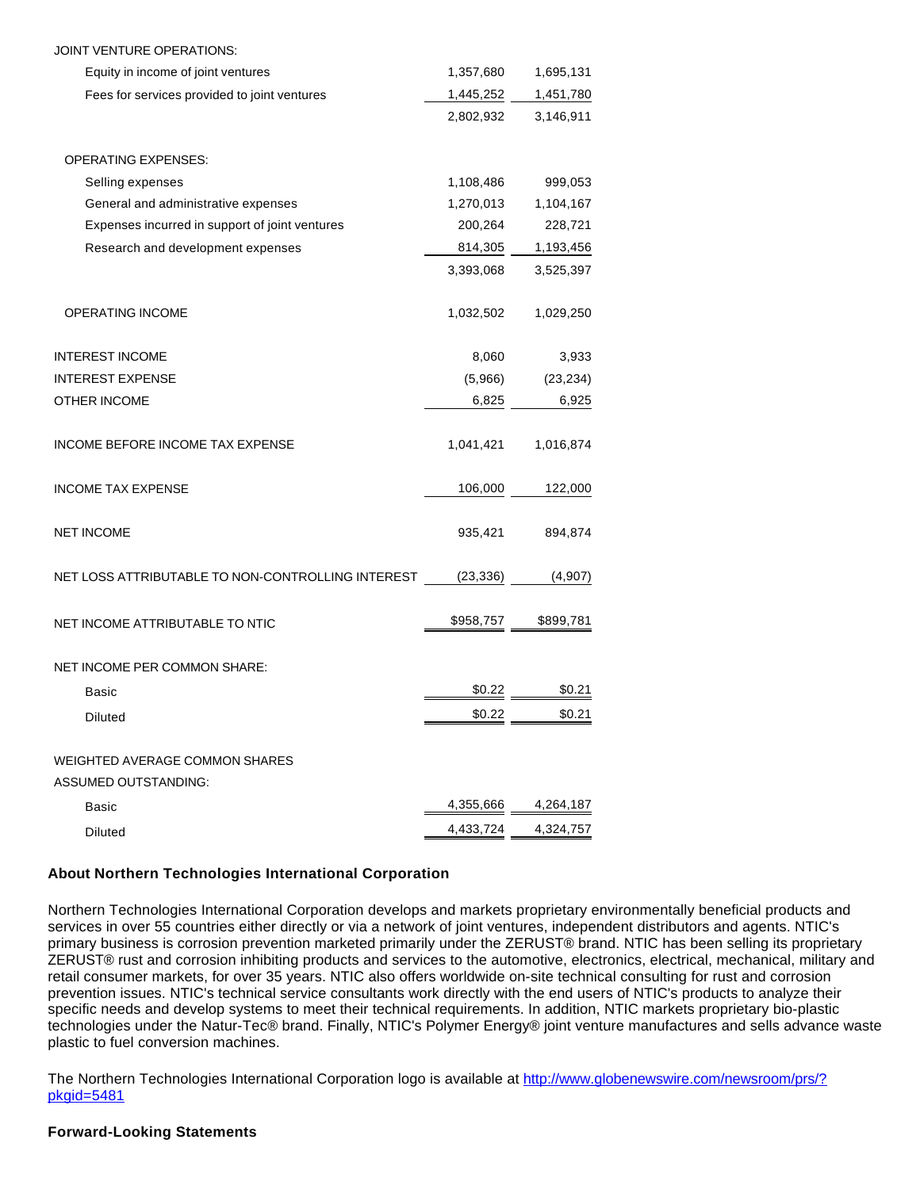| | | |
|---|---|---|
| JOINT VENTURE OPERATIONS: | | |
| Equity in income of joint ventures | 1,357,680 | 1,695,131 |
| Fees for services provided to joint ventures | 1,445,252 | 1,451,780 |
| | 2,802,932 | 3,146,911 |
| OPERATING EXPENSES: | | |
| Selling expenses | 1,108,486 | 999,053 |
| General and administrative expenses | 1,270,013 | 1,104,167 |
| Expenses incurred in support of joint ventures | 200,264 | 228,721 |
| Research and development expenses | 814,305 | 1,193,456 |
| | 3,393,068 | 3,525,397 |
| OPERATING INCOME | 1,032,502 | 1,029,250 |
| INTEREST INCOME | 8,060 | 3,933 |
| INTEREST EXPENSE | (5,966) | (23,234) |
| OTHER INCOME | 6,825 | 6,925 |
| INCOME BEFORE INCOME TAX EXPENSE | 1,041,421 | 1,016,874 |
| INCOME TAX EXPENSE | 106,000 | 122,000 |
| NET INCOME | 935,421 | 894,874 |
| NET LOSS ATTRIBUTABLE TO NON-CONTROLLING INTEREST | (23,336) | (4,907) |
| NET INCOME ATTRIBUTABLE TO NTIC | $958,757 | $899,781 |
| NET INCOME PER COMMON SHARE: | | |
| Basic | $0.22 | $0.21 |
| Diluted | $0.22 | $0.21 |
| WEIGHTED AVERAGE COMMON SHARES ASSUMED OUTSTANDING: | | |
| Basic | 4,355,666 | 4,264,187 |
| Diluted | 4,433,724 | 4,324,757 |

**About Northern Technologies International Corporation**

Northern Technologies International Corporation develops and markets proprietary environmentally beneficial products and services in over 55 countries either directly or via a network of joint ventures, independent distributors and agents. NTIC's primary business is corrosion prevention marketed primarily under the ZERUST® brand. NTIC has been selling its proprietary ZERUST® rust and corrosion inhibiting products and services to the automotive, electronics, electrical, mechanical, military and retail consumer markets, for over 35 years. NTIC also offers worldwide on-site technical consulting for rust and corrosion prevention issues. NTIC's technical service consultants work directly with the end users of NTIC's products to analyze their specific needs and develop systems to meet their technical requirements. In addition, NTIC markets proprietary bio-plastic technologies under the Natur-Tec® brand. Finally, NTIC's Polymer Energy® joint venture manufactures and sells advance waste plastic to fuel conversion machines.

The Northern Technologies International Corporation logo is available at http://www.globenewswire.com/newsroom/prs/?pkgid=5481

**Forward-Looking Statements**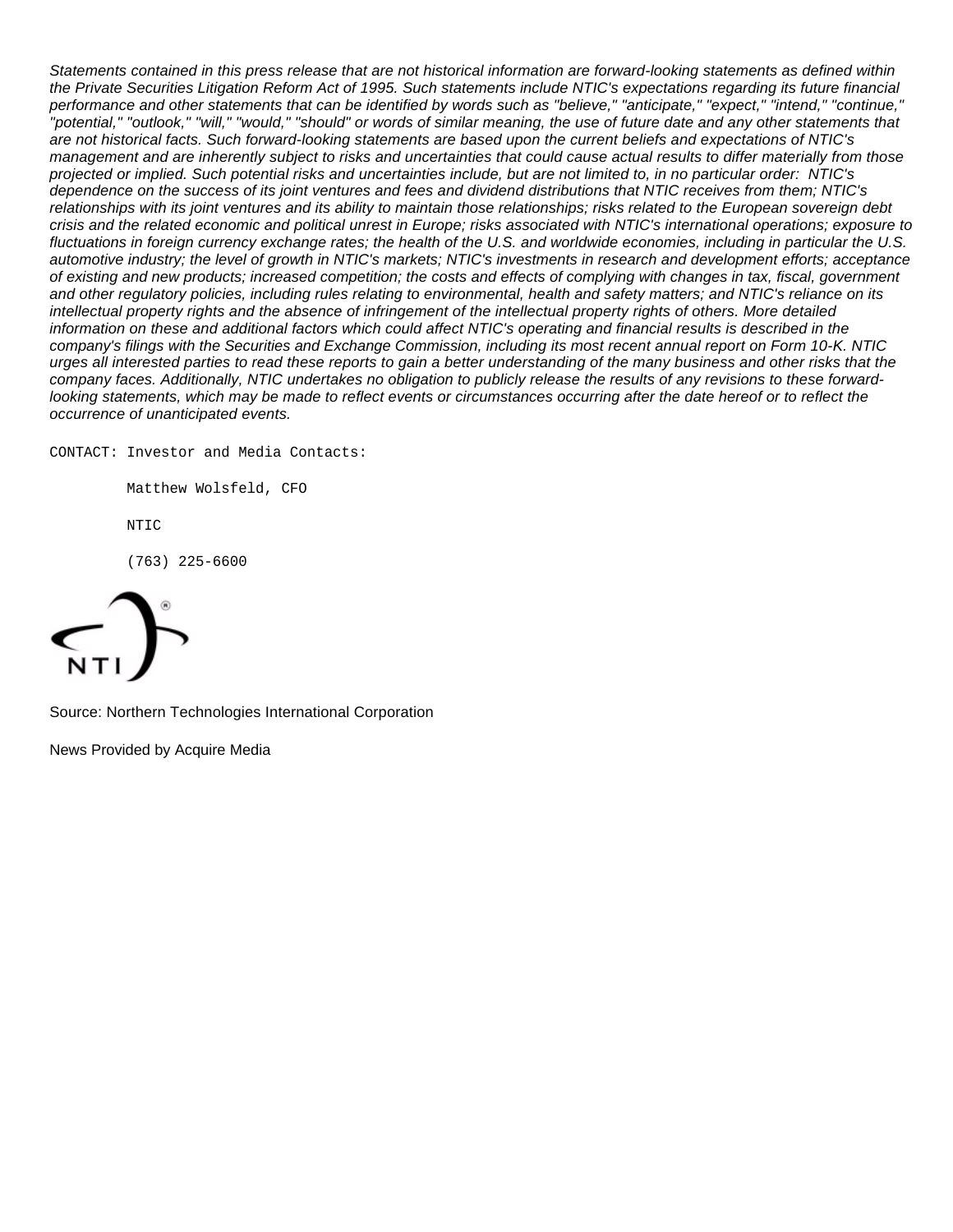*Statements contained in this press release that are not historical information are forward-looking statements as defined within the Private Securities Litigation Reform Act of 1995. Such statements include NTIC's expectations regarding its future financial performance and other statements that can be identified by words such as "believe," "anticipate," "expect," "intend," "continue," "potential," "outlook," "will," "would," "should" or words of similar meaning, the use of future date and any other statements that are not historical facts. Such forward-looking statements are based upon the current beliefs and expectations of NTIC's management and are inherently subject to risks and uncertainties that could cause actual results to differ materially from those projected or implied. Such potential risks and uncertainties include, but are not limited to, in no particular order: NTIC's dependence on the success of its joint ventures and fees and dividend distributions that NTIC receives from them; NTIC's relationships with its joint ventures and its ability to maintain those relationships; risks related to the European sovereign debt crisis and the related economic and political unrest in Europe; risks associated with NTIC's international operations; exposure to fluctuations in foreign currency exchange rates; the health of the U.S. and worldwide economies, including in particular the U.S. automotive industry; the level of growth in NTIC's markets; NTIC's investments in research and development efforts; acceptance of existing and new products; increased competition; the costs and effects of complying with changes in tax, fiscal, government and other regulatory policies, including rules relating to environmental, health and safety matters; and NTIC's reliance on its intellectual property rights and the absence of infringement of the intellectual property rights of others. More detailed information on these and additional factors which could affect NTIC's operating and financial results is described in the company's filings with the Securities and Exchange Commission, including its most recent annual report on Form 10-K. NTIC urges all interested parties to read these reports to gain a better understanding of the many business and other risks that the company faces. Additionally, NTIC undertakes no obligation to publicly release the results of any revisions to these forward-looking statements, which may be made to reflect events or circumstances occurring after the date hereof or to reflect the occurrence of unanticipated events.*

```
CONTACT: Investor and Media Contacts:

         Matthew Wolsfeld, CFO

         NTIC

         (763) 225-6600
```

Source: Northern Technologies International Corporation

News Provided by Acquire Media